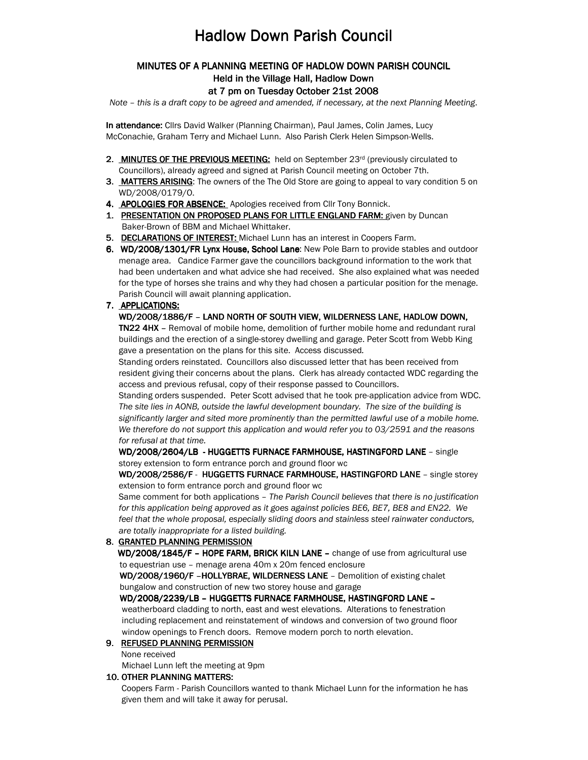# Hadlow Down Parish Council

## MINUTES OF A PLANNING MEETING OF HADLOW DOWN PARISH COUNCIL
### Held in the Village Hall, Hadlow Down
### at 7 pm on Tuesday October 21st 2008

*Note – this is a draft copy to be agreed and amended, if necessary, at the next Planning Meeting.*

**In attendance:** Cllrs David Walker (Planning Chairman), Paul James, Colin James, Lucy McConachie, Graham Terry and Michael Lunn. Also Parish Clerk Helen Simpson-Wells.

2. **MINUTES OF THE PREVIOUS MEETING:** held on September 23rd (previously circulated to Councillors), already agreed and signed at Parish Council meeting on October 7th.
3. **MATTERS ARISING**: The owners of the The Old Store are going to appeal to vary condition 5 on WD/2008/0179/O.
4. **APOLOGIES FOR ABSENCE:** Apologies received from Cllr Tony Bonnick.
1. **PRESENTATION ON PROPOSED PLANS FOR LITTLE ENGLAND FARM:** given by Duncan Baker-Brown of BBM and Michael Whittaker.
5. **DECLARATIONS OF INTEREST:** Michael Lunn has an interest in Coopers Farm.
6. **WD/2008/1301/FR Lynx House, School Lane**: New Pole Barn to provide stables and outdoor menage area. Candice Farmer gave the councillors background information to the work that had been undertaken and what advice she had received. She also explained what was needed for the type of horses she trains and why they had chosen a particular position for the menage. Parish Council will await planning application.
7. **APPLICATIONS:**

   **WD/2008/1886/F – LAND NORTH OF SOUTH VIEW, WILDERNESS LANE, HADLOW DOWN, TN22 4HX** – Removal of mobile home, demolition of further mobile home and redundant rural buildings and the erection of a single-storey dwelling and garage. Peter Scott from Webb King gave a presentation on the plans for this site. Access discussed.

   Standing orders reinstated. Councillors also discussed letter that has been received from resident giving their concerns about the plans. Clerk has already contacted WDC regarding the access and previous refusal, copy of their response passed to Councillors.

   Standing orders suspended. Peter Scott advised that he took pre-application advice from WDC. *The site lies in AONB, outside the lawful development boundary. The size of the building is significantly larger and sited more prominently than the permitted lawful use of a mobile home. We therefore do not support this application and would refer you to 03/2591 and the reasons for refusal at that time.*

   **WD/2008/2604/LB - HUGGETTS FURNACE FARMHOUSE, HASTINGFORD LANE** – single storey extension to form entrance porch and ground floor wc

   **WD/2008/2586/F - HUGGETTS FURNACE FARMHOUSE, HASTINGFORD LANE** – single storey extension to form entrance porch and ground floor wc

   Same comment for both applications – *The Parish Council believes that there is no justification for this application being approved as it goes against policies BE6, BE7, BE8 and EN22. We feel that the whole proposal, especially sliding doors and stainless steel rainwater conductors, are totally inappropriate for a listed building.*

8. **GRANTED PLANNING PERMISSION**

   **WD/2008/1845/F – HOPE FARM, BRICK KILN LANE –** change of use from agricultural use to equestrian use – menage arena 40m x 20m fenced enclosure

   **WD/2008/1960/F –HOLLYBRAE, WILDERNESS LANE** – Demolition of existing chalet bungalow and construction of new two storey house and garage

   **WD/2008/2239/LB – HUGGETTS FURNACE FARMHOUSE, HASTINGFORD LANE –** weatherboard cladding to north, east and west elevations. Alterations to fenestration including replacement and reinstatement of windows and conversion of two ground floor window openings to French doors. Remove modern porch to north elevation.

9. **REFUSED PLANNING PERMISSION**

   None received

   Michael Lunn left the meeting at 9pm

10. **OTHER PLANNING MATTERS:**

    Coopers Farm - Parish Councillors wanted to thank Michael Lunn for the information he has given them and will take it away for perusal.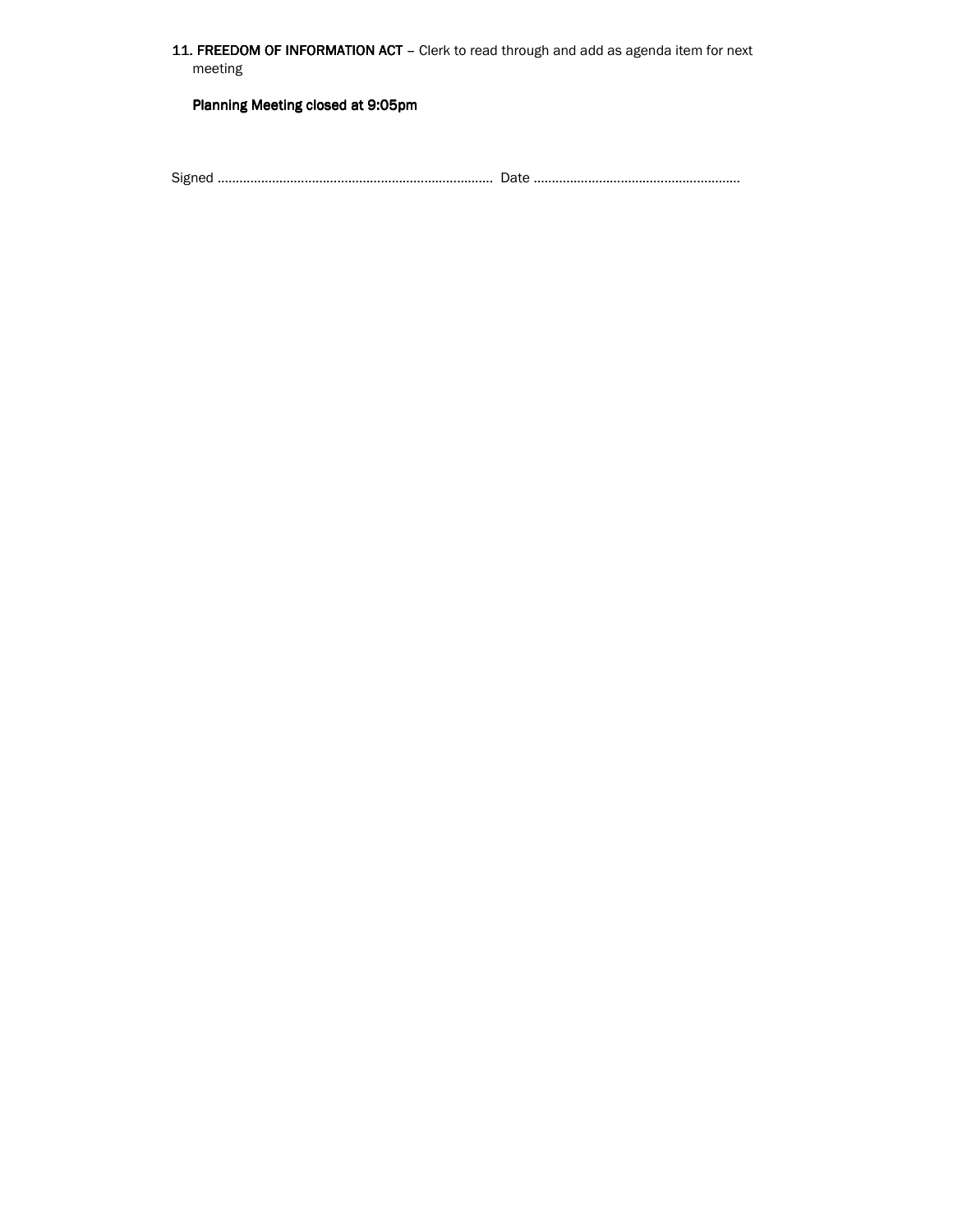11. **FREEDOM OF INFORMATION ACT** – Clerk to read through and add as agenda item for next meeting

**Planning Meeting closed at 9:05pm**

Signed ............................................................................ Date .........................................................